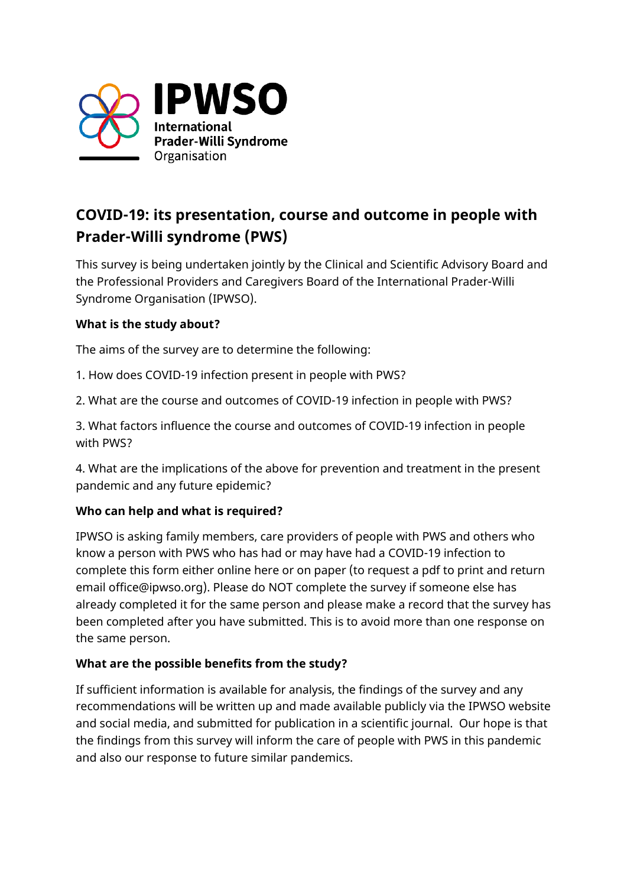IPWSO

International
Prader-Willi Syndrome
Organisation

# COVID-19: its presentation, course and outcome in people with Prader-Willi syndrome (PWS)

This survey is being undertaken jointly by the Clinical and Scientific Advisory Board and the Professional Providers and Caregivers Board of the International Prader-Willi Syndrome Organisation (IPWSO).

**What is the study about?**

The aims of the survey are to determine the following:

1. How does COVID-19 infection present in people with PWS?

2. What are the course and outcomes of COVID-19 infection in people with PWS?

3. What factors influence the course and outcomes of COVID-19 infection in people with PWS?

4. What are the implications of the above for prevention and treatment in the present pandemic and any future epidemic?

**Who can help and what is required?**

IPWSO is asking family members, care providers of people with PWS and others who know a person with PWS who has had or may have had a COVID-19 infection to complete this form either online here or on paper (to request a pdf to print and return email office@ipwso.org). Please do NOT complete the survey if someone else has already completed it for the same person and please make a record that the survey has been completed after you have submitted. This is to avoid more than one response on the same person.

**What are the possible benefits from the study?**

If sufficient information is available for analysis, the findings of the survey and any recommendations will be written up and made available publicly via the IPWSO website and social media, and submitted for publication in a scientific journal. Our hope is that the findings from this survey will inform the care of people with PWS in this pandemic and also our response to future similar pandemics.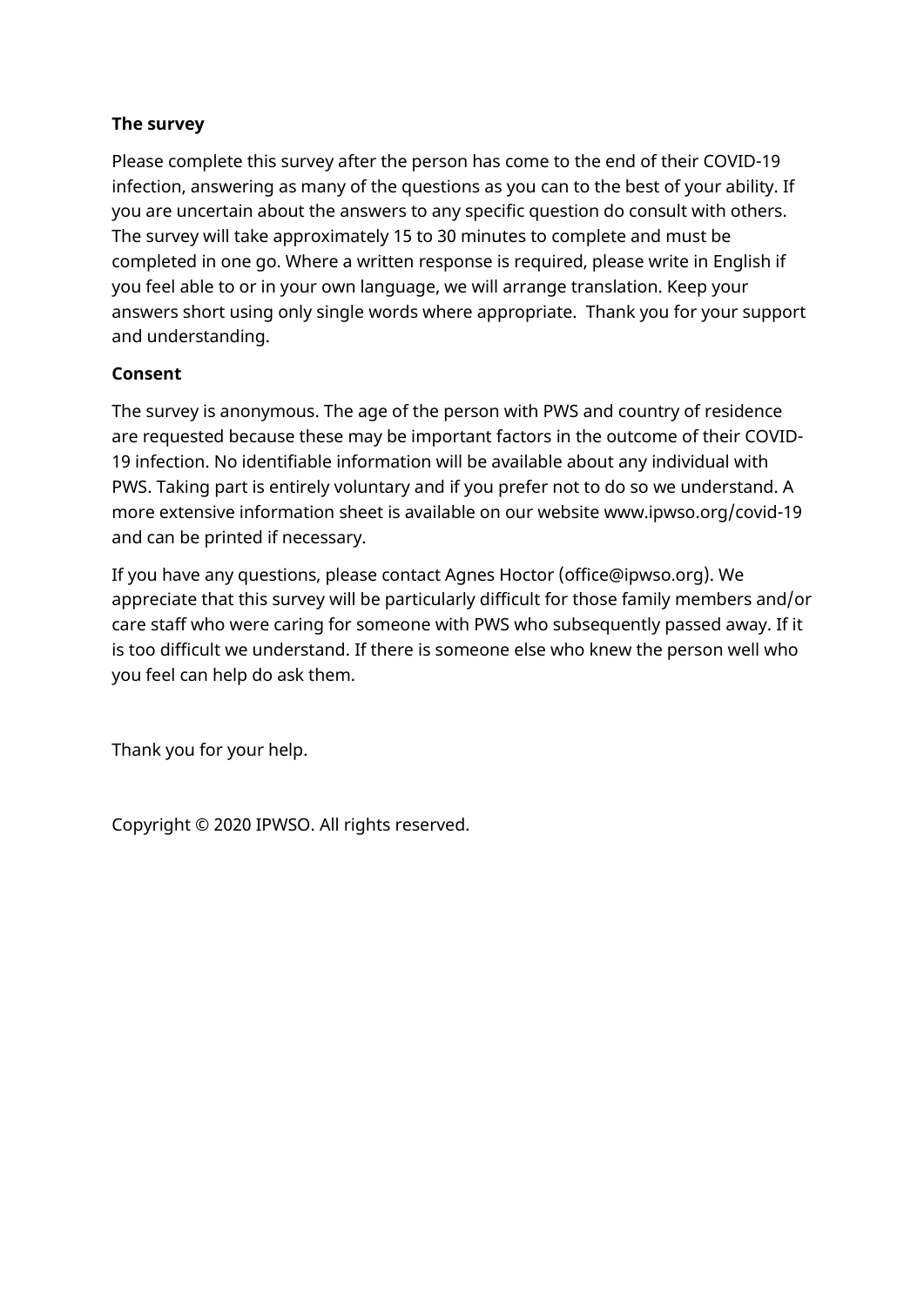**The survey**

Please complete this survey after the person has come to the end of their COVID-19 infection, answering as many of the questions as you can to the best of your ability. If you are uncertain about the answers to any specific question do consult with others. The survey will take approximately 15 to 30 minutes to complete and must be completed in one go. Where a written response is required, please write in English if you feel able to or in your own language, we will arrange translation. Keep your answers short using only single words where appropriate.  Thank you for your support and understanding.

**Consent**

The survey is anonymous. The age of the person with PWS and country of residence are requested because these may be important factors in the outcome of their COVID-19 infection. No identifiable information will be available about any individual with PWS. Taking part is entirely voluntary and if you prefer not to do so we understand. A more extensive information sheet is available on our website www.ipwso.org/covid-19 and can be printed if necessary.

If you have any questions, please contact Agnes Hoctor (office@ipwso.org). We appreciate that this survey will be particularly difficult for those family members and/or care staff who were caring for someone with PWS who subsequently passed away. If it is too difficult we understand. If there is someone else who knew the person well who you feel can help do ask them.

Thank you for your help.

Copyright © 2020 IPWSO. All rights reserved.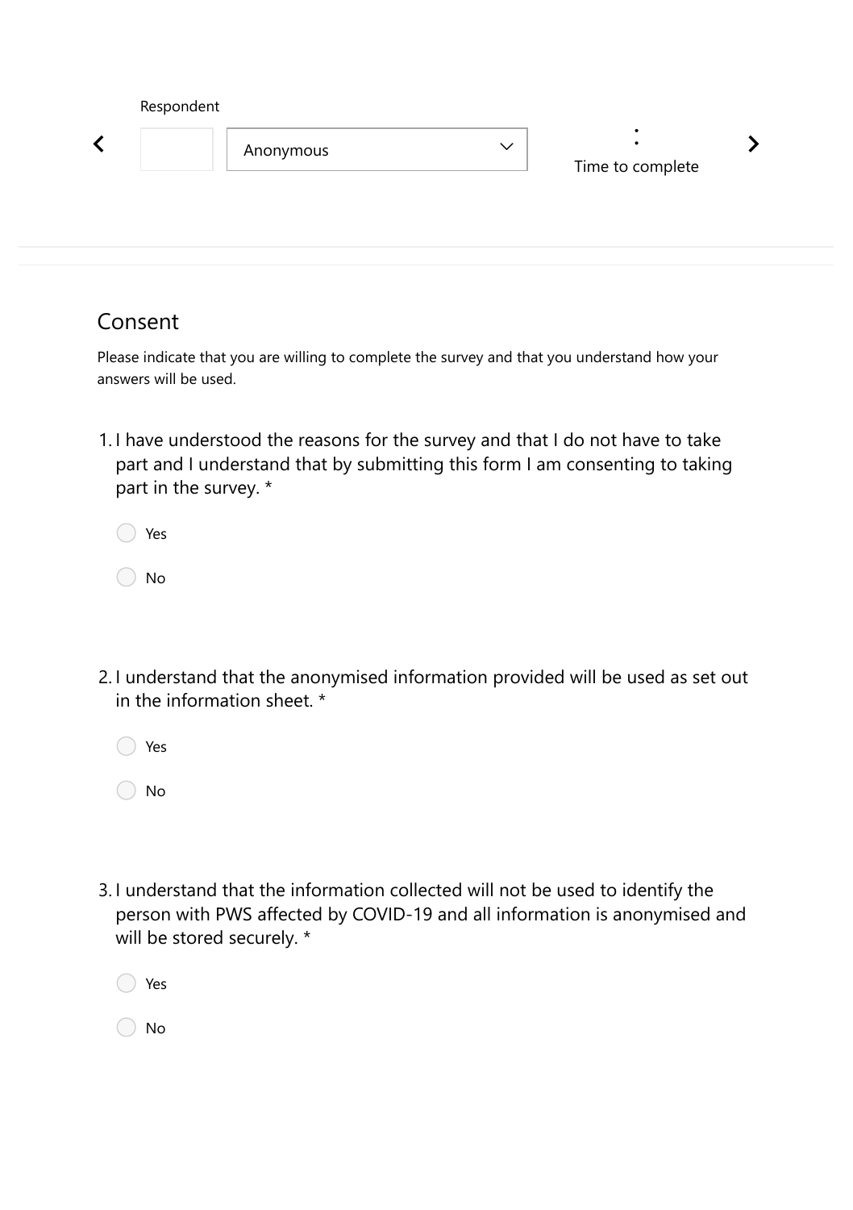Respondent

Anonymous

:

Time to complete

## Consent

Please indicate that you are willing to complete the survey and that you understand how your answers will be used.

1. I have understood the reasons for the survey and that I do not have to take part and I understand that by submitting this form I am consenting to taking part in the survey. *

   - Yes
   - No

2. I understand that the anonymised information provided will be used as set out in the information sheet. *

   - Yes
   - No

3. I understand that the information collected will not be used to identify the person with PWS affected by COVID-19 and all information is anonymised and will be stored securely. *

   - Yes
   - No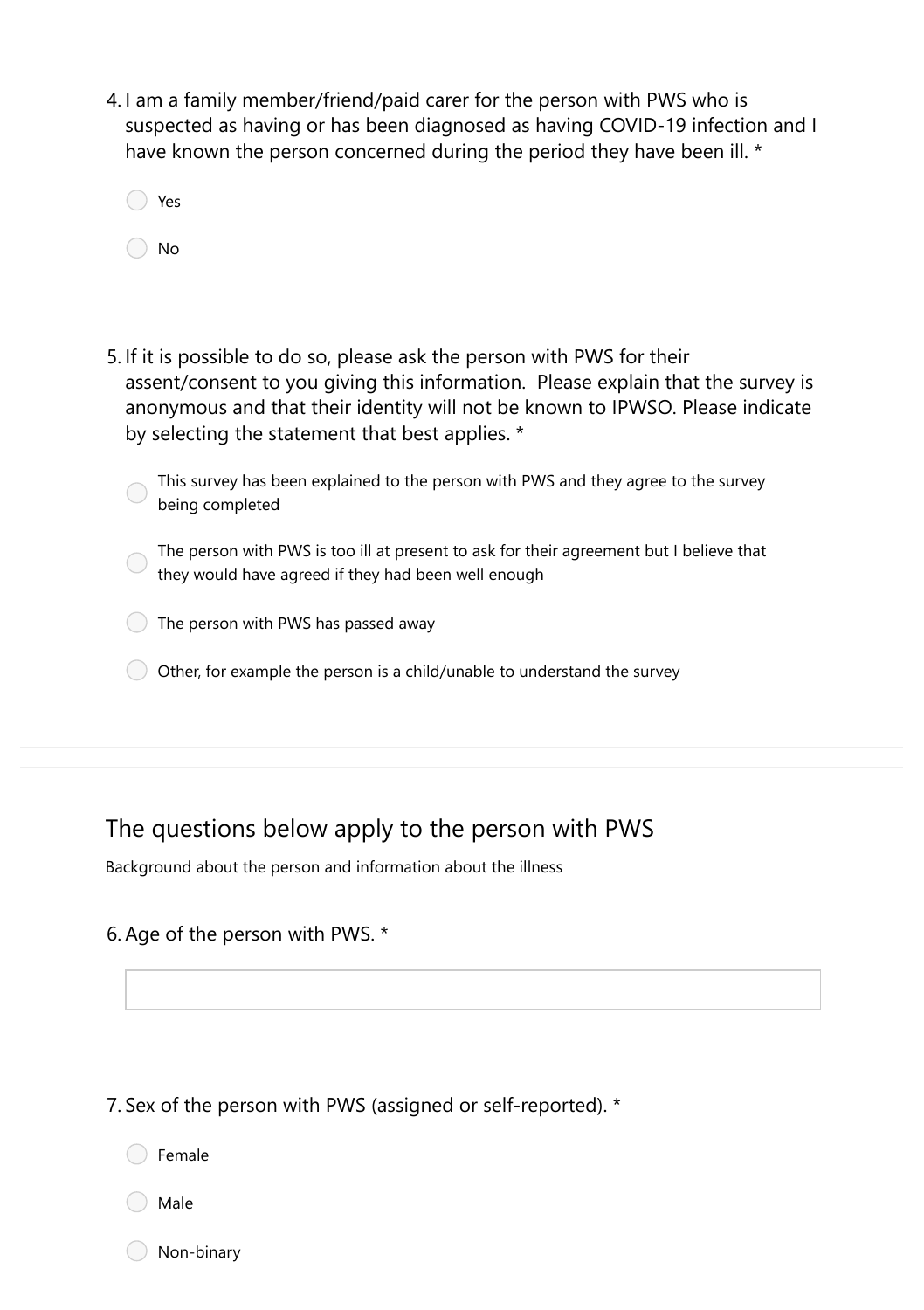4. I am a family member/friend/paid carer for the person with PWS who is suspected as having or has been diagnosed as having COVID-19 infection and I have known the person concerned during the period they have been ill. *

- ◯ Yes
- ◯ No

5. If it is possible to do so, please ask the person with PWS for their assent/consent to you giving this information. Please explain that the survey is anonymous and that their identity will not be known to IPWSO. Please indicate by selecting the statement that best applies. *

- ◯ This survey has been explained to the person with PWS and they agree to the survey being completed
- ◯ The person with PWS is too ill at present to ask for their agreement but I believe that they would have agreed if they had been well enough
- ◯ The person with PWS has passed away
- ◯ Other, for example the person is a child/unable to understand the survey

## The questions below apply to the person with PWS

Background about the person and information about the illness

6. Age of the person with PWS. *

\_\_\_\_\_\_\_\_\_\_\_\_\_\_\_\_\_\_\_\_

7. Sex of the person with PWS (assigned or self-reported). *

- ◯ Female
- ◯ Male
- ◯ Non-binary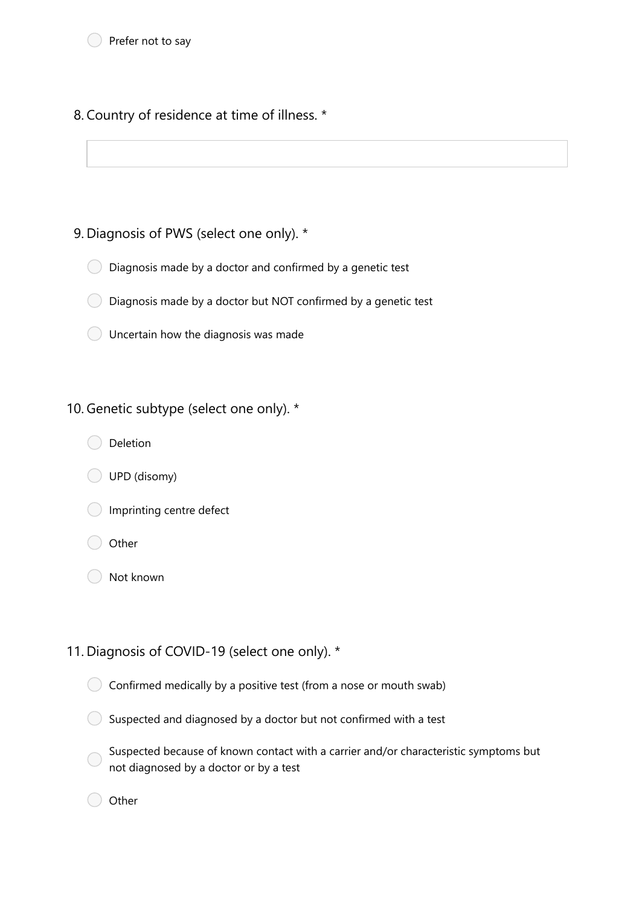- ○ Prefer not to say

8. Country of residence at time of illness. *

&nbsp;

9. Diagnosis of PWS (select one only). *

- ○ Diagnosis made by a doctor and confirmed by a genetic test
- ○ Diagnosis made by a doctor but NOT confirmed by a genetic test
- ○ Uncertain how the diagnosis was made

10. Genetic subtype (select one only). *

- ○ Deletion
- ○ UPD (disomy)
- ○ Imprinting centre defect
- ○ Other
- ○ Not known

11. Diagnosis of COVID-19 (select one only). *

- ○ Confirmed medically by a positive test (from a nose or mouth swab)
- ○ Suspected and diagnosed by a doctor but not confirmed with a test
- ○ Suspected because of known contact with a carrier and/or characteristic symptoms but not diagnosed by a doctor or by a test
- ○ Other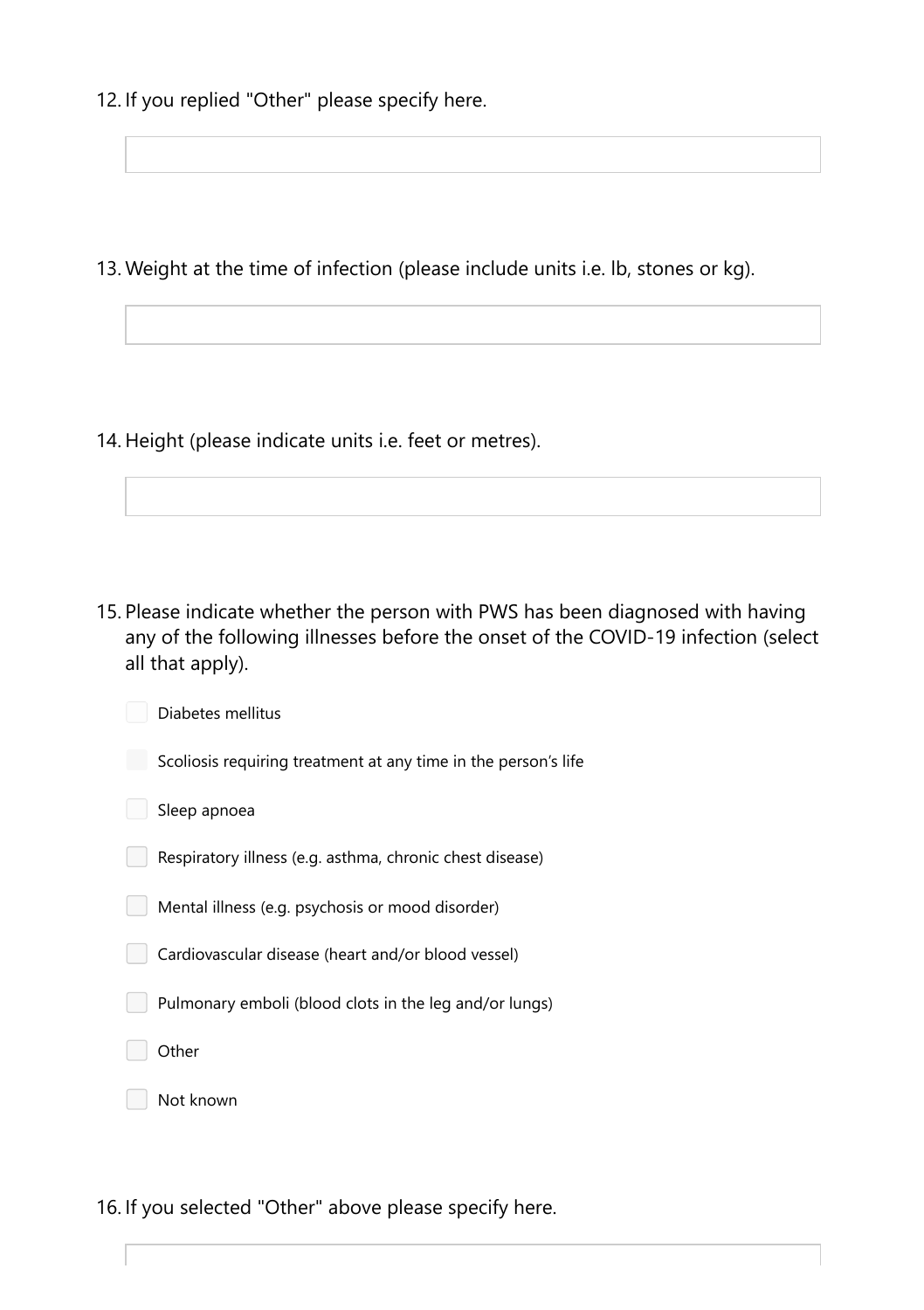12. If you replied "Other" please specify here.

13. Weight at the time of infection (please include units i.e. lb, stones or kg).

14. Height (please indicate units i.e. feet or metres).

15. Please indicate whether the person with PWS has been diagnosed with having any of the following illnesses before the onset of the COVID-19 infection (select all that apply).

- [ ] Diabetes mellitus
- [ ] Scoliosis requiring treatment at any time in the person's life
- [ ] Sleep apnoea
- [ ] Respiratory illness (e.g. asthma, chronic chest disease)
- [ ] Mental illness (e.g. psychosis or mood disorder)
- [ ] Cardiovascular disease (heart and/or blood vessel)
- [ ] Pulmonary emboli (blood clots in the leg and/or lungs)
- [ ] Other
- [ ] Not known

16. If you selected "Other" above please specify here.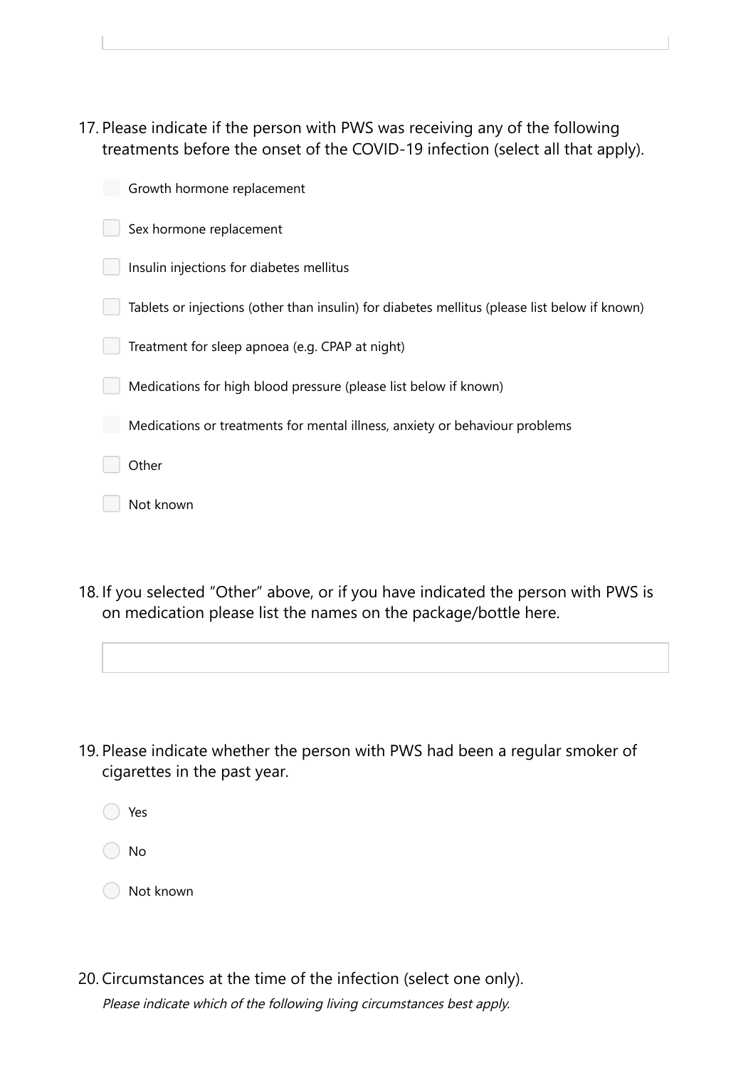17. Please indicate if the person with PWS was receiving any of the following treatments before the onset of the COVID-19 infection (select all that apply).

- [ ] Growth hormone replacement
- [ ] Sex hormone replacement
- [ ] Insulin injections for diabetes mellitus
- [ ] Tablets or injections (other than insulin) for diabetes mellitus (please list below if known)
- [ ] Treatment for sleep apnoea (e.g. CPAP at night)
- [ ] Medications for high blood pressure (please list below if known)
- [ ] Medications or treatments for mental illness, anxiety or behaviour problems
- [ ] Other
- [ ] Not known

18. If you selected “Other” above, or if you have indicated the person with PWS is on medication please list the names on the package/bottle here.

19. Please indicate whether the person with PWS had been a regular smoker of cigarettes in the past year.

- ( ) Yes
- ( ) No
- ( ) Not known

20. Circumstances at the time of the infection (select one only).

*Please indicate which of the following living circumstances best apply.*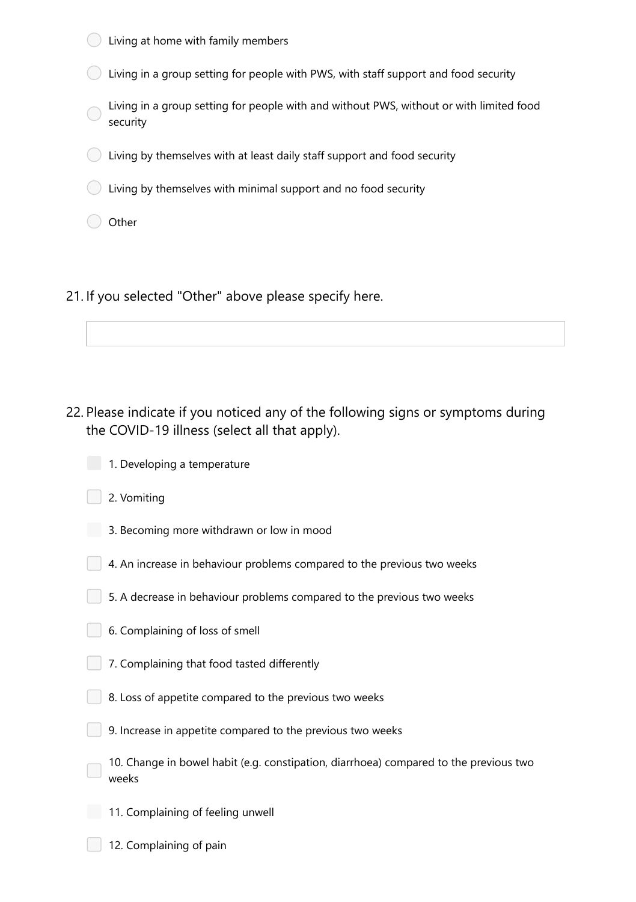- ○ Living at home with family members
- ○ Living in a group setting for people with PWS, with staff support and food security
- ○ Living in a group setting for people with and without PWS, without or with limited food security
- ○ Living by themselves with at least daily staff support and food security
- ○ Living by themselves with minimal support and no food security
- ○ Other

21. If you selected "Other" above please specify here.

\_\_\_\_\_\_\_\_\_\_\_\_\_\_\_\_\_\_\_\_\_\_\_\_\_\_\_\_\_\_\_\_

22. Please indicate if you noticed any of the following signs or symptoms during the COVID-19 illness (select all that apply).

- ☐ 1. Developing a temperature
- ☐ 2. Vomiting
- ☐ 3. Becoming more withdrawn or low in mood
- ☐ 4. An increase in behaviour problems compared to the previous two weeks
- ☐ 5. A decrease in behaviour problems compared to the previous two weeks
- ☐ 6. Complaining of loss of smell
- ☐ 7. Complaining that food tasted differently
- ☐ 8. Loss of appetite compared to the previous two weeks
- ☐ 9. Increase in appetite compared to the previous two weeks
- ☐ 10. Change in bowel habit (e.g. constipation, diarrhoea) compared to the previous two weeks
- ☐ 11. Complaining of feeling unwell
- ☐ 12. Complaining of pain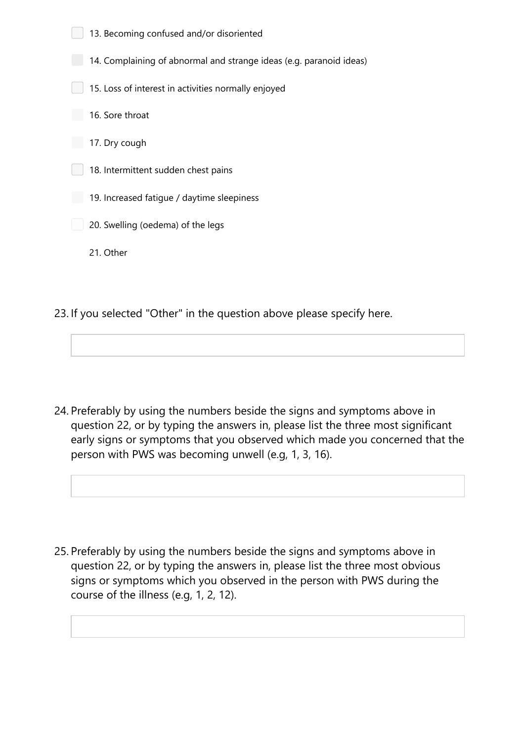- [ ] 13. Becoming confused and/or disoriented
- [ ] 14. Complaining of abnormal and strange ideas (e.g. paranoid ideas)
- [ ] 15. Loss of interest in activities normally enjoyed
- [ ] 16. Sore throat
- [ ] 17. Dry cough
- [ ] 18. Intermittent sudden chest pains
- [ ] 19. Increased fatigue / daytime sleepiness
- [ ] 20. Swelling (oedema) of the legs
- 21. Other

23. If you selected "Other" in the question above please specify here.

24. Preferably by using the numbers beside the signs and symptoms above in question 22, or by typing the answers in, please list the three most significant early signs or symptoms that you observed which made you concerned that the person with PWS was becoming unwell (e.g, 1, 3, 16).

25. Preferably by using the numbers beside the signs and symptoms above in question 22, or by typing the answers in, please list the three most obvious signs or symptoms which you observed in the person with PWS during the course of the illness (e.g, 1, 2, 12).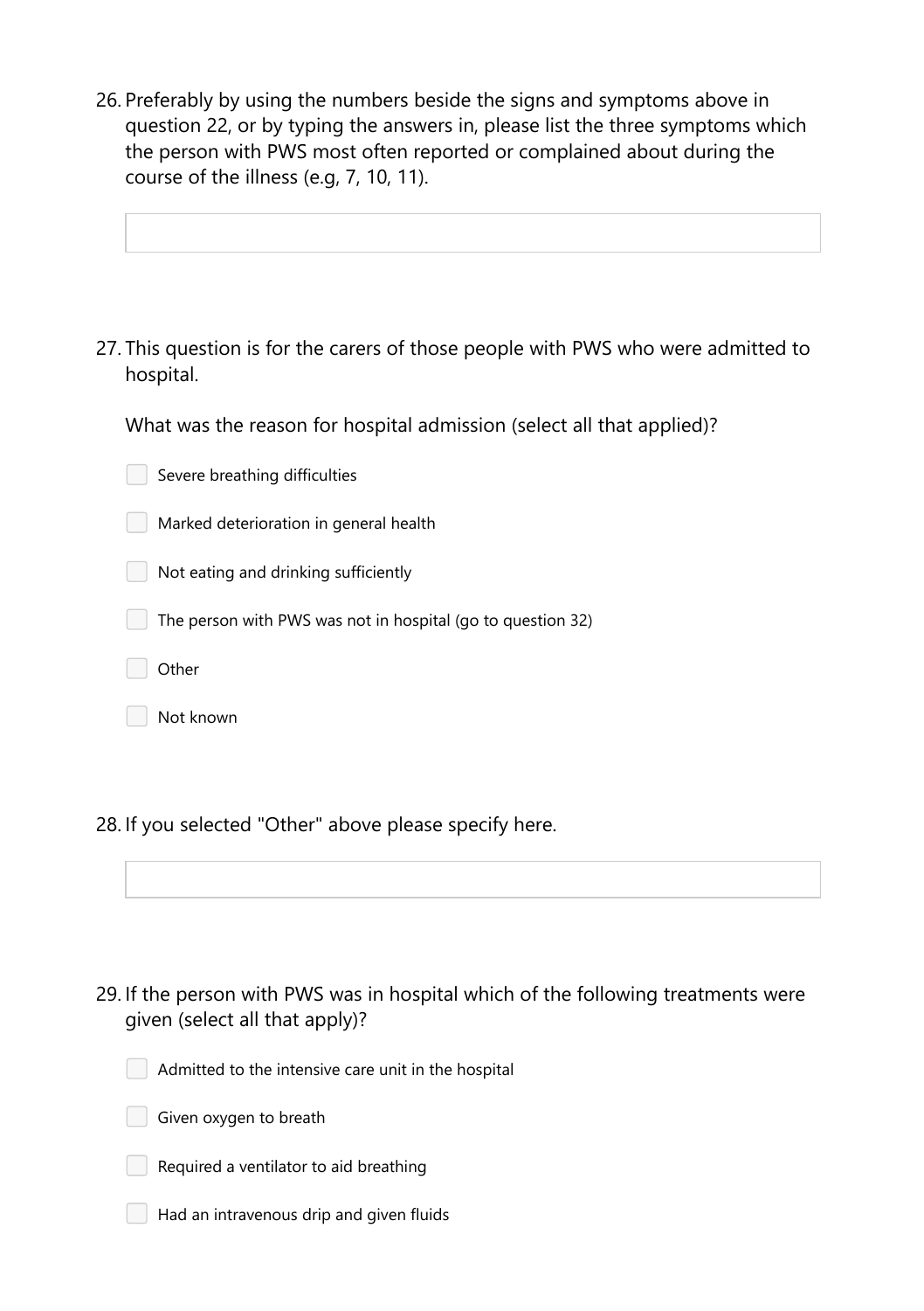26. Preferably by using the numbers beside the signs and symptoms above in question 22, or by typing the answers in, please list the three symptoms which the person with PWS most often reported or complained about during the course of the illness (e.g, 7, 10, 11).

27. This question is for the carers of those people with PWS who were admitted to hospital.

    What was the reason for hospital admission (select all that applied)?

    - [ ] Severe breathing difficulties
    - [ ] Marked deterioration in general health
    - [ ] Not eating and drinking sufficiently
    - [ ] The person with PWS was not in hospital (go to question 32)
    - [ ] Other
    - [ ] Not known

28. If you selected "Other" above please specify here.

29. If the person with PWS was in hospital which of the following treatments were given (select all that apply)?

    - [ ] Admitted to the intensive care unit in the hospital
    - [ ] Given oxygen to breath
    - [ ] Required a ventilator to aid breathing
    - [ ] Had an intravenous drip and given fluids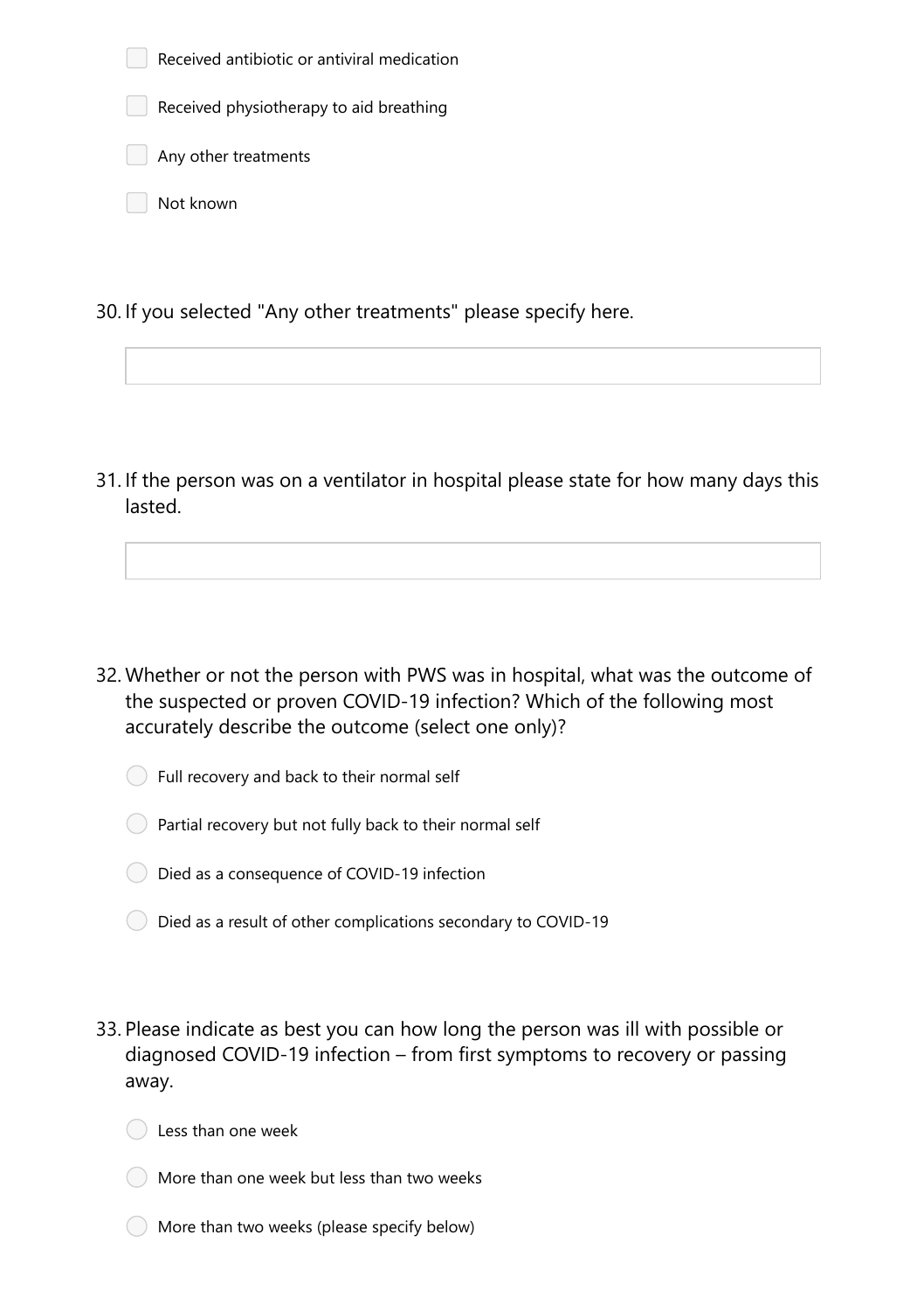- [ ] Received antibiotic or antiviral medication
- [ ] Received physiotherapy to aid breathing
- [ ] Any other treatments
- [ ] Not known

30. If you selected "Any other treatments" please specify here.

\_\_\_\_\_\_\_\_\_\_\_\_\_\_\_\_\_\_\_\_\_\_\_\_\_\_\_\_\_\_\_\_\_\_\_\_\_\_\_\_

31. If the person was on a ventilator in hospital please state for how many days this lasted.

\_\_\_\_\_\_\_\_\_\_\_\_\_\_\_\_\_\_\_\_\_\_\_\_\_\_\_\_\_\_\_\_\_\_\_\_\_\_\_\_

32. Whether or not the person with PWS was in hospital, what was the outcome of the suspected or proven COVID-19 infection? Which of the following most accurately describe the outcome (select one only)?

- ( ) Full recovery and back to their normal self
- ( ) Partial recovery but not fully back to their normal self
- ( ) Died as a consequence of COVID-19 infection
- ( ) Died as a result of other complications secondary to COVID-19

33. Please indicate as best you can how long the person was ill with possible or diagnosed COVID-19 infection – from first symptoms to recovery or passing away.

- ( ) Less than one week
- ( ) More than one week but less than two weeks
- ( ) More than two weeks (please specify below)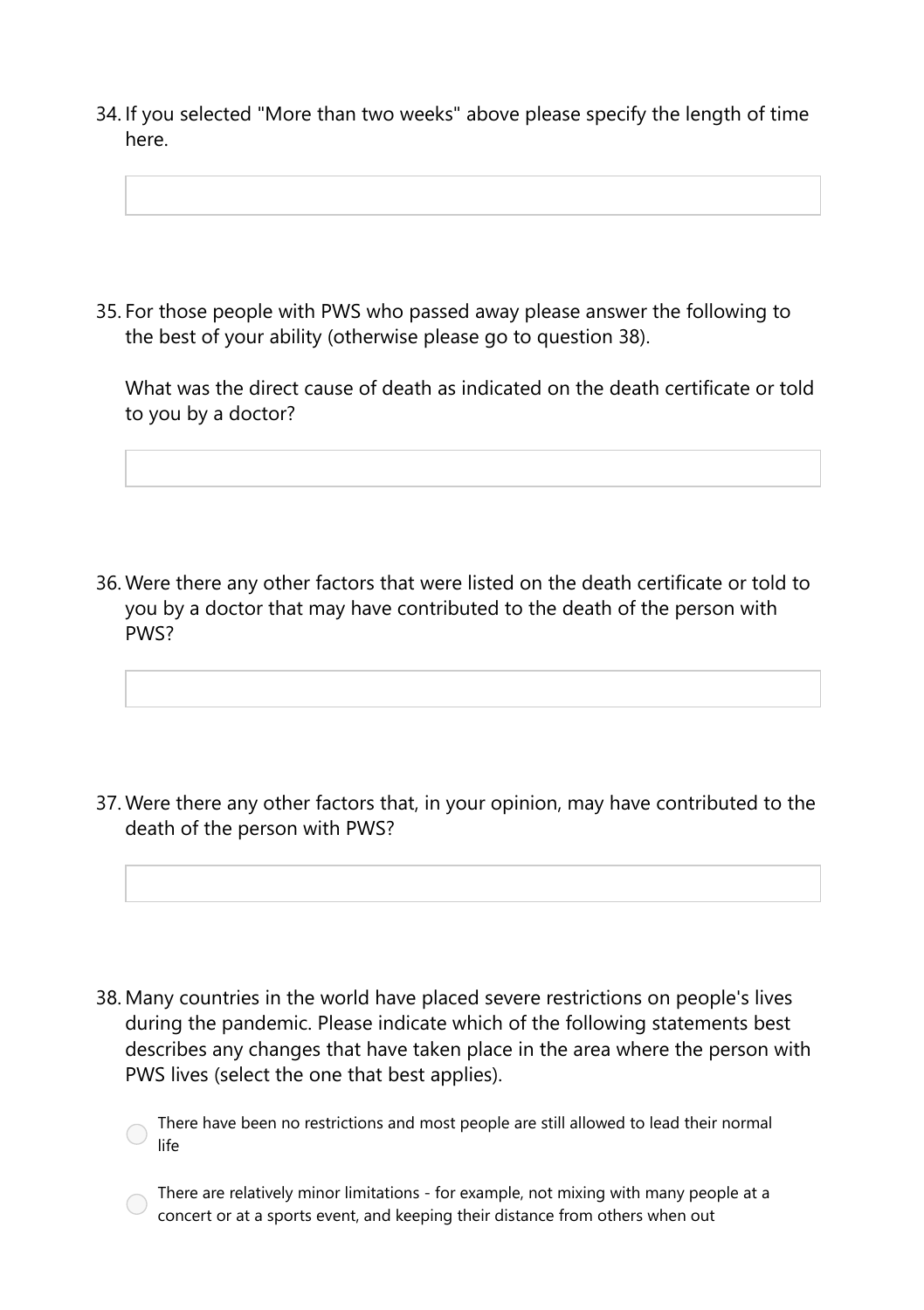34. If you selected "More than two weeks" above please specify the length of time here.

35. For those people with PWS who passed away please answer the following to the best of your ability (otherwise please go to question 38).

    What was the direct cause of death as indicated on the death certificate or told to you by a doctor?

36. Were there any other factors that were listed on the death certificate or told to you by a doctor that may have contributed to the death of the person with PWS?

37. Were there any other factors that, in your opinion, may have contributed to the death of the person with PWS?

38. Many countries in the world have placed severe restrictions on people's lives during the pandemic. Please indicate which of the following statements best describes any changes that have taken place in the area where the person with PWS lives (select the one that best applies).

    - There have been no restrictions and most people are still allowed to lead their normal life
    - There are relatively minor limitations - for example, not mixing with many people at a concert or at a sports event, and keeping their distance from others when out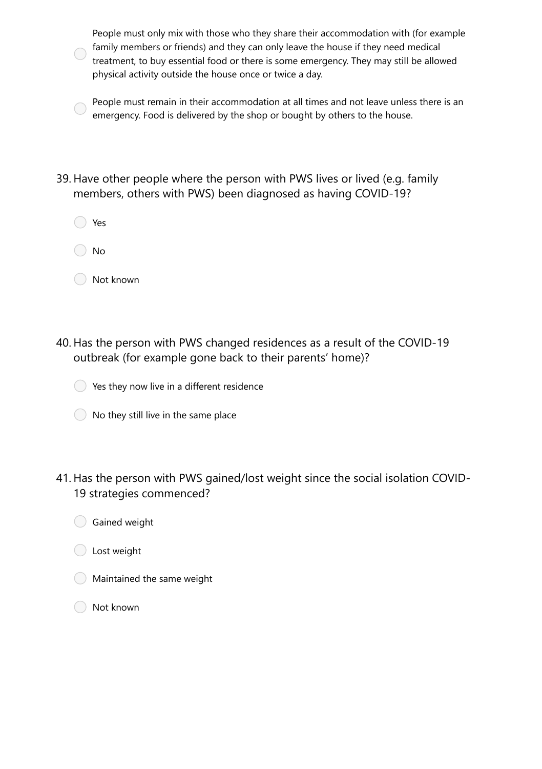- People must only mix with those who they share their accommodation with (for example family members or friends) and they can only leave the house if they need medical treatment, to buy essential food or there is some emergency. They may still be allowed physical activity outside the house once or twice a day.
- People must remain in their accommodation at all times and not leave unless there is an emergency. Food is delivered by the shop or bought by others to the house.

39. Have other people where the person with PWS lives or lived (e.g. family members, others with PWS) been diagnosed as having COVID-19?

- Yes
- No
- Not known

40. Has the person with PWS changed residences as a result of the COVID-19 outbreak (for example gone back to their parents' home)?

- Yes they now live in a different residence
- No they still live in the same place

41. Has the person with PWS gained/lost weight since the social isolation COVID-19 strategies commenced?

- Gained weight
- Lost weight
- Maintained the same weight
- Not known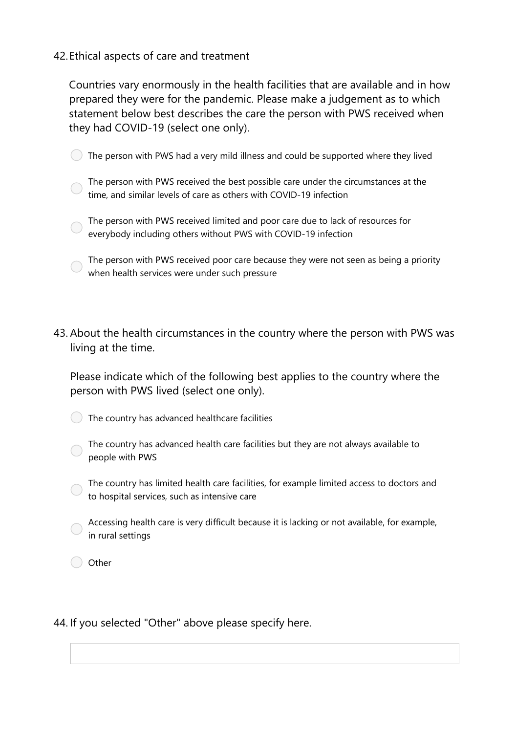42. Ethical aspects of care and treatment

    Countries vary enormously in the health facilities that are available and in how prepared they were for the pandemic. Please make a judgement as to which statement below best describes the care the person with PWS received when they had COVID-19 (select one only).

    - ◯ The person with PWS had a very mild illness and could be supported where they lived
    - ◯ The person with PWS received the best possible care under the circumstances at the time, and similar levels of care as others with COVID-19 infection
    - ◯ The person with PWS received limited and poor care due to lack of resources for everybody including others without PWS with COVID-19 infection
    - ◯ The person with PWS received poor care because they were not seen as being a priority when health services were under such pressure

43. About the health circumstances in the country where the person with PWS was living at the time.

    Please indicate which of the following best applies to the country where the person with PWS lived (select one only).

    - ◯ The country has advanced healthcare facilities
    - ◯ The country has advanced health care facilities but they are not always available to people with PWS
    - ◯ The country has limited health care facilities, for example limited access to doctors and to hospital services, such as intensive care
    - ◯ Accessing health care is very difficult because it is lacking or not available, for example, in rural settings
    - ◯ Other

44. If you selected "Other" above please specify here.

    \_\_\_\_\_\_\_\_\_\_\_\_\_\_\_\_\_\_\_\_\_\_\_\_\_\_\_\_\_\_\_\_\_\_\_\_\_\_\_\_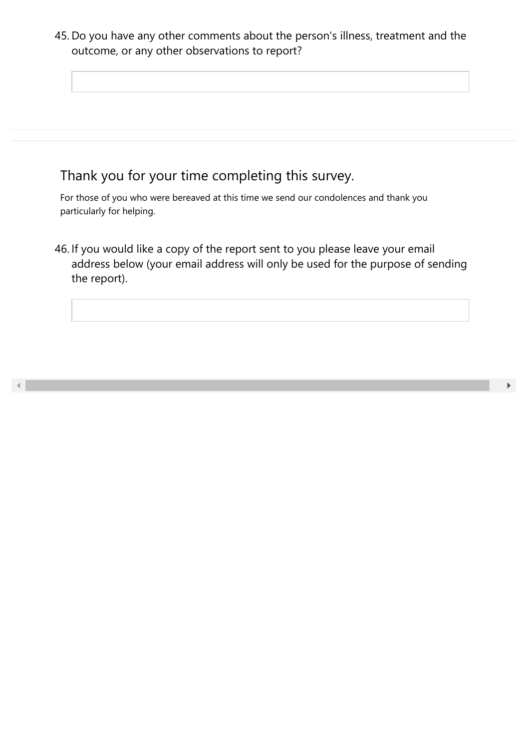45. Do you have any other comments about the person's illness, treatment and the outcome, or any other observations to report?

## Thank you for your time completing this survey.

For those of you who were bereaved at this time we send our condolences and thank you particularly for helping.

46. If you would like a copy of the report sent to you please leave your email address below (your email address will only be used for the purpose of sending the report).